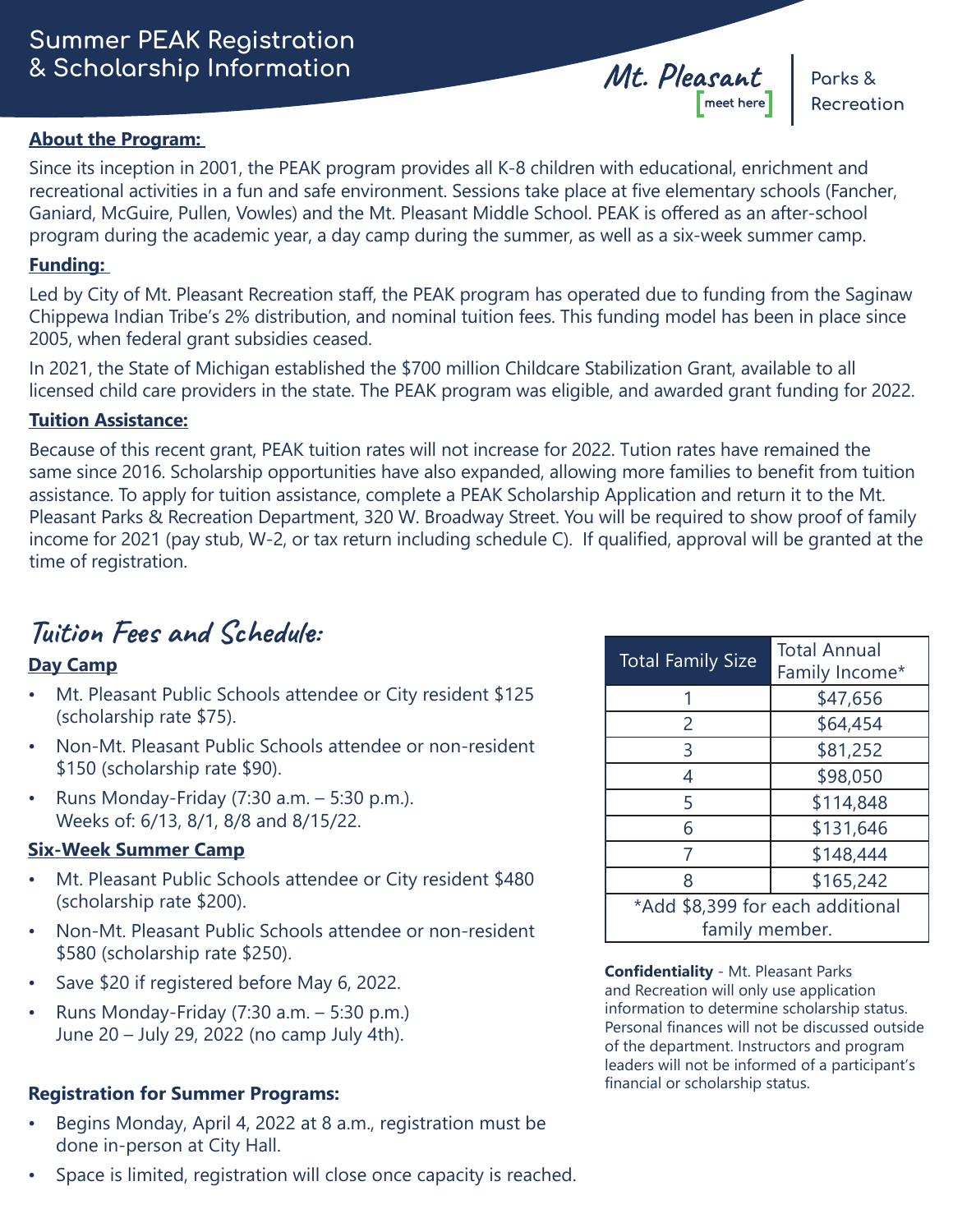# Summer PEAK Registration & Scholarship Information

Mt. Pleasant [meet here] | Parks & Recreation

**About the Program:**

Since its inception in 2001, the PEAK program provides all K-8 children with educational, enrichment and recreational activities in a fun and safe environment. Sessions take place at five elementary schools (Fancher, Ganiard, McGuire, Pullen, Vowles) and the Mt. Pleasant Middle School. PEAK is offered as an after-school program during the academic year, a day camp during the summer, as well as a six-week summer camp.

**Funding:**

Led by City of Mt. Pleasant Recreation staff, the PEAK program has operated due to funding from the Saginaw Chippewa Indian Tribe's 2% distribution, and nominal tuition fees. This funding model has been in place since 2005, when federal grant subsidies ceased.

In 2021, the State of Michigan established the $700 million Childcare Stabilization Grant, available to all licensed child care providers in the state. The PEAK program was eligible, and awarded grant funding for 2022.

**Tuition Assistance:**

Because of this recent grant, PEAK tuition rates will not increase for 2022. Tution rates have remained the same since 2016. Scholarship opportunities have also expanded, allowing more families to benefit from tuition assistance. To apply for tuition assistance, complete a PEAK Scholarship Application and return it to the Mt. Pleasant Parks & Recreation Department, 320 W. Broadway Street. You will be required to show proof of family income for 2021 (pay stub, W-2, or tax return including schedule C). If qualified, approval will be granted at the time of registration.

## Tuition Fees and Schedule:

**Day Camp**

- Mt. Pleasant Public Schools attendee or City resident $125 (scholarship rate $75).
- Non-Mt. Pleasant Public Schools attendee or non-resident $150 (scholarship rate $90).
- Runs Monday-Friday (7:30 a.m. – 5:30 p.m.). Weeks of: 6/13, 8/1, 8/8 and 8/15/22.

**Six-Week Summer Camp**

- Mt. Pleasant Public Schools attendee or City resident $480 (scholarship rate $200).
- Non-Mt. Pleasant Public Schools attendee or non-resident $580 (scholarship rate $250).
- Save $20 if registered before May 6, 2022.
- Runs Monday-Friday (7:30 a.m. – 5:30 p.m.) June 20 – July 29, 2022 (no camp July 4th).

**Registration for Summer Programs:**

- Begins Monday, April 4, 2022 at 8 a.m., registration must be done in-person at City Hall.
- Space is limited, registration will close once capacity is reached.

| Total Family Size | Total Annual Family Income* |
|---|---|
| 1 | $47,656 |
| 2 | $64,454 |
| 3 | $81,252 |
| 4 | $98,050 |
| 5 | $114,848 |
| 6 | $131,646 |
| 7 | $148,444 |
| 8 | $165,242 |
| *Add $8,399 for each additional family member. | |

**Confidentiality** - Mt. Pleasant Parks and Recreation will only use application information to determine scholarship status. Personal finances will not be discussed outside of the department. Instructors and program leaders will not be informed of a participant's financial or scholarship status.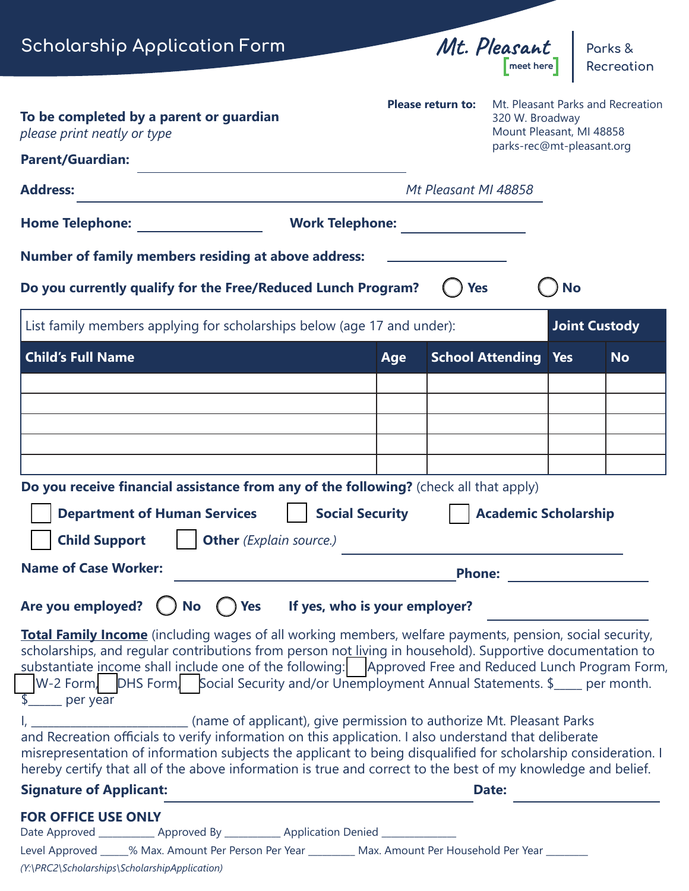# Scholarship Application Form

Mt. Pleasant [meet here] | Parks & Recreation

**Please return to:** Mt. Pleasant Parks and Recreation
320 W. Broadway
Mount Pleasant, MI 48858
parks-rec@mt-pleasant.org

**To be completed by a parent or guardian**
*please print neatly or type*

**Parent/Guardian:** ________________________________

**Address:** ________________________________ *Mt Pleasant MI 48858*

**Home Telephone:** ______________ **Work Telephone:** ______________

**Number of family members residing at above address:** ______________

**Do you currently qualify for the Free/Reduced Lunch Program?** ◯ **Yes** ◯ **No**

| List family members applying for scholarships below (age 17 and under): | | | Joint Custody | |
|---|---|---|---|---|
| **Child's Full Name** | **Age** | **School Attending** | **Yes** | **No** |
| | | | | |
| | | | | |
| | | | | |
| | | | | |
| | | | | |

**Do you receive financial assistance from any of the following?** (check all that apply)

☐ **Department of Human Services** ☐ **Social Security** ☐ **Academic Scholarship**

☐ **Child Support** ☐ **Other** *(Explain source.)* ________________________________

**Name of Case Worker:** ________________________________ **Phone:** ______________

**Are you employed?** ◯ **No** ◯ **Yes** **If yes, who is your employer?** ______________

**Total Family Income** (including wages of all working members, welfare payments, pension, social security, scholarships, and regular contributions from person not living in household). Supportive documentation to substantiate income shall include one of the following: ☐ Approved Free and Reduced Lunch Program Form, ☐ W-2 Form, ☐ DHS Form, ☐ Social Security and/or Unemployment Annual Statements. $_____ per month. $______ per year

I, __________________________ (name of applicant), give permission to authorize Mt. Pleasant Parks and Recreation officials to verify information on this application. I also understand that deliberate misrepresentation of information subjects the applicant to being disqualified for scholarship consideration. I hereby certify that all of the above information is true and correct to the best of my knowledge and belief.

**Signature of Applicant:** ________________________________ **Date:** ______________

**FOR OFFICE USE ONLY**

Date Approved __________ Approved By __________ Application Denied ______________

Level Approved _____% Max. Amount Per Person Per Year _________ Max. Amount Per Household Per Year ________

*(Y:\PRC2\Scholarships\ScholarshipApplication)*